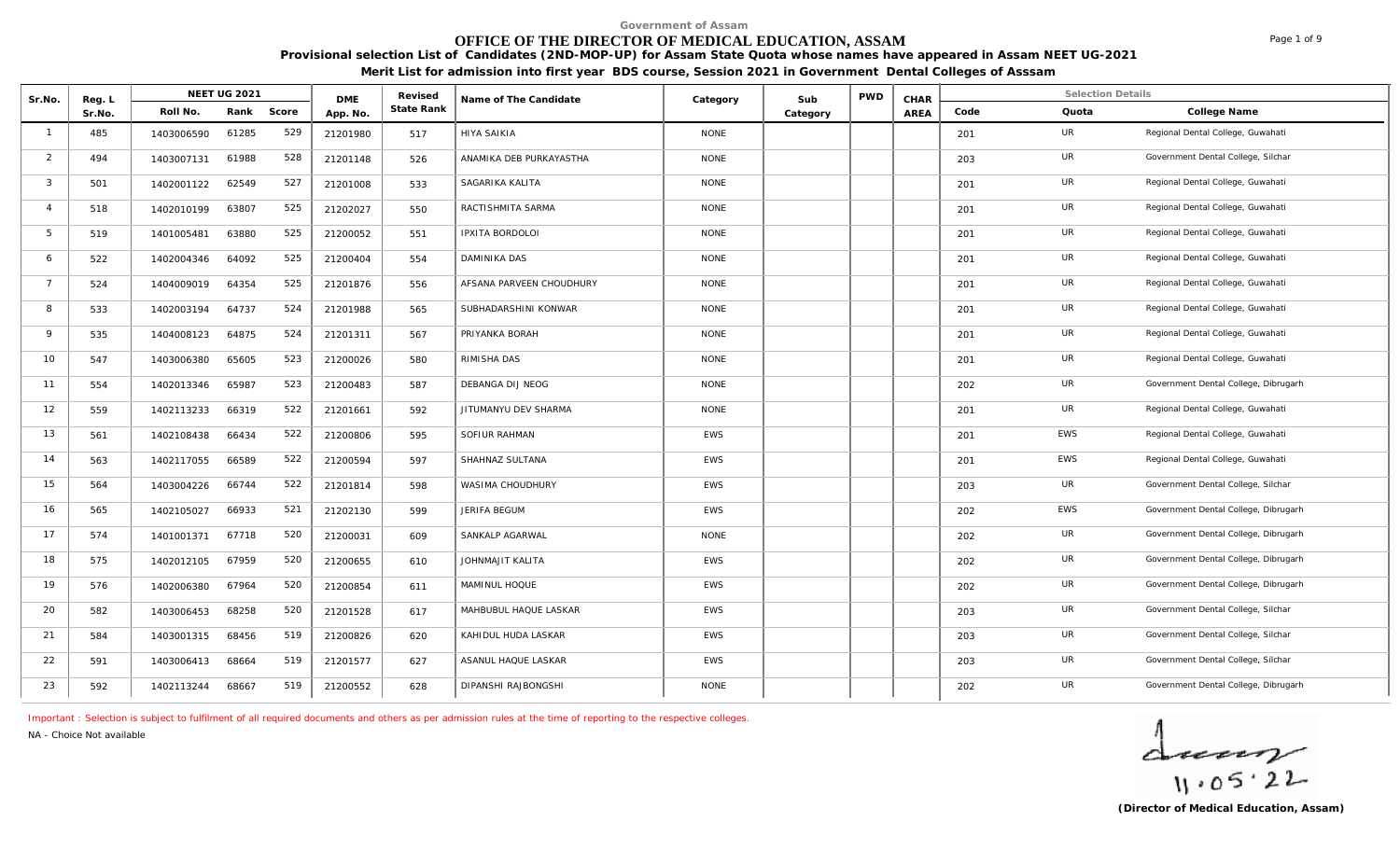Government of Assam

# OFFICE OF THE DIRECTOR OF MEDICAL EDUCATION, ASSAM

**Provisional selection List of Candidates (2ND-MOP-UP) for Assam State Quota whose names have appeared in Assam NEET UG-2021**

**Merit List for admission into first year BDS course, Session 2021 in Government Dental Colleges of Asssam**

| Sr.No. | Reg. L Sr.No. | NEET UG 2021 | | | DME App. No. | Revised State Rank | Name of The Candidate | Category | Sub Category | PWD | CHAR AREA | Selection Details | | |
|---|---|---|---|---|---|---|---|---|---|---|---|---|---|---|
| | | Roll No. | Rank | Score | | | | | | | | Code | Quota | College Name |
| 1 | 485 | 1403006590 | 61285 | 529 | 21201980 | 517 | HIYA SAIKIA | NONE | | | | 201 | UR | Regional Dental College, Guwahati |
| 2 | 494 | 1403007131 | 61988 | 528 | 21201148 | 526 | ANAMIKA DEB PURKAYASTHA | NONE | | | | 203 | UR | Government Dental College, Silchar |
| 3 | 501 | 1402001122 | 62549 | 527 | 21201008 | 533 | SAGARIKA KALITA | NONE | | | | 201 | UR | Regional Dental College, Guwahati |
| 4 | 518 | 1402010199 | 63807 | 525 | 21202027 | 550 | RACTISHMITA SARMA | NONE | | | | 201 | UR | Regional Dental College, Guwahati |
| 5 | 519 | 1401005481 | 63880 | 525 | 21200052 | 551 | IPXITA BORDOLOI | NONE | | | | 201 | UR | Regional Dental College, Guwahati |
| 6 | 522 | 1402004346 | 64092 | 525 | 21200404 | 554 | DAMINIKA DAS | NONE | | | | 201 | UR | Regional Dental College, Guwahati |
| 7 | 524 | 1404009019 | 64354 | 525 | 21201876 | 556 | AFSANA PARVEEN CHOUDHURY | NONE | | | | 201 | UR | Regional Dental College, Guwahati |
| 8 | 533 | 1402003194 | 64737 | 524 | 21201988 | 565 | SUBHADARSHINI KONWAR | NONE | | | | 201 | UR | Regional Dental College, Guwahati |
| 9 | 535 | 1404008123 | 64875 | 524 | 21201311 | 567 | PRIYANKA BORAH | NONE | | | | 201 | UR | Regional Dental College, Guwahati |
| 10 | 547 | 1403006380 | 65605 | 523 | 21200026 | 580 | RIMISHA DAS | NONE | | | | 201 | UR | Regional Dental College, Guwahati |
| 11 | 554 | 1402013346 | 65987 | 523 | 21200483 | 587 | DEBANGA DIJ NEOG | NONE | | | | 202 | UR | Government Dental College, Dibrugarh |
| 12 | 559 | 1402113233 | 66319 | 522 | 21201661 | 592 | JITUMANYU DEV SHARMA | NONE | | | | 201 | UR | Regional Dental College, Guwahati |
| 13 | 561 | 1402108438 | 66434 | 522 | 21200806 | 595 | SOFIUR RAHMAN | EWS | | | | 201 | EWS | Regional Dental College, Guwahati |
| 14 | 563 | 1402117055 | 66589 | 522 | 21200594 | 597 | SHAHNAZ SULTANA | EWS | | | | 201 | EWS | Regional Dental College, Guwahati |
| 15 | 564 | 1403004226 | 66744 | 522 | 21201814 | 598 | WASIMA CHOUDHURY | EWS | | | | 203 | UR | Government Dental College, Silchar |
| 16 | 565 | 1402105027 | 66933 | 521 | 21202130 | 599 | JERIFA BEGUM | EWS | | | | 202 | EWS | Government Dental College, Dibrugarh |
| 17 | 574 | 1401001371 | 67718 | 520 | 21200031 | 609 | SANKALP AGARWAL | NONE | | | | 202 | UR | Government Dental College, Dibrugarh |
| 18 | 575 | 1402012105 | 67959 | 520 | 21200655 | 610 | JOHNMAJIT KALITA | EWS | | | | 202 | UR | Government Dental College, Dibrugarh |
| 19 | 576 | 1402006380 | 67964 | 520 | 21200854 | 611 | MAMINUL HOQUE | EWS | | | | 202 | UR | Government Dental College, Dibrugarh |
| 20 | 582 | 1403006453 | 68258 | 520 | 21201528 | 617 | MAHBUBUL HAQUE LASKAR | EWS | | | | 203 | UR | Government Dental College, Silchar |
| 21 | 584 | 1403001315 | 68456 | 519 | 21200826 | 620 | KAHIDUL HUDA LASKAR | EWS | | | | 203 | UR | Government Dental College, Silchar |
| 22 | 591 | 1403006413 | 68664 | 519 | 21201577 | 627 | ASANUL HAQUE LASKAR | EWS | | | | 203 | UR | Government Dental College, Silchar |
| 23 | 592 | 1402113244 | 68667 | 519 | 21200552 | 628 | DIPANSHI RAJBONGSHI | NONE | | | | 202 | UR | Government Dental College, Dibrugarh |

Important : Selection is subject to fulfilment of all required documents and others as per admission rules at the time of reporting to the respective colleges.

NA - Choice Not available

11.05.22

**(Director of Medical Education, Assam)**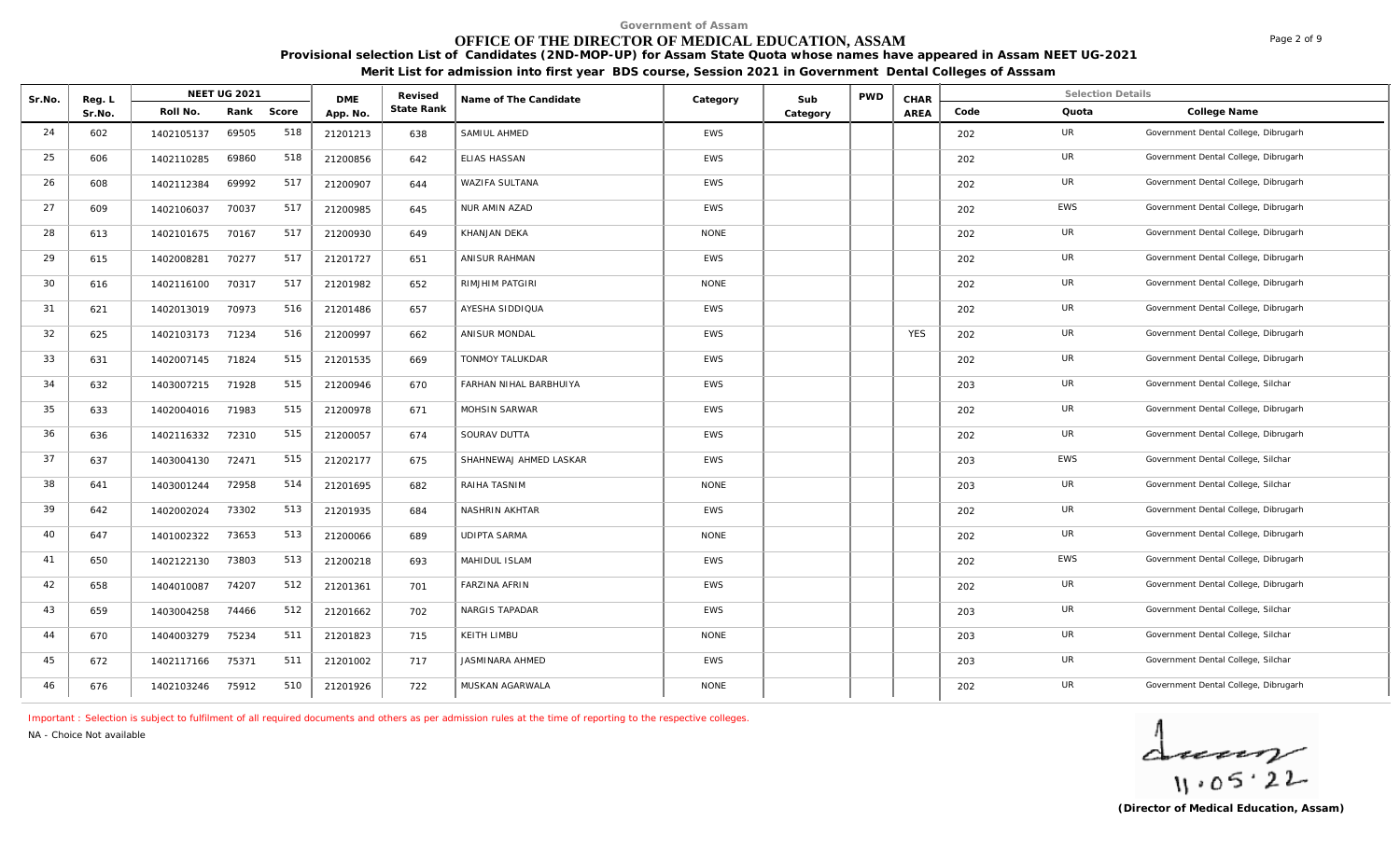Government of Assam

# OFFICE OF THE DIRECTOR OF MEDICAL EDUCATION, ASSAM

**Provisional selection List of Candidates (2ND-MOP-UP) for Assam State Quota whose names have appeared in Assam NEET UG-2021**

**Merit List for admission into first year BDS course, Session 2021 in Government Dental Colleges of Asssam**

| Sr.No. | Reg. L Sr.No. | NEET UG 2021 | | | DME App. No. | Revised State Rank | Name of The Candidate | Category | Sub Category | PWD | CHAR AREA | Selection Details | | |
|---|---|---|---|---|---|---|---|---|---|---|---|---|---|---|
| | | Roll No. | Rank | Score | | | | | | | | Code | Quota | College Name |
| 24 | 602 | 1402105137 | 69505 | 518 | 21201213 | 638 | SAMIUL AHMED | EWS | | | | 202 | UR | Government Dental College, Dibrugarh |
| 25 | 606 | 1402110285 | 69860 | 518 | 21200856 | 642 | ELIAS HASSAN | EWS | | | | 202 | UR | Government Dental College, Dibrugarh |
| 26 | 608 | 1402112384 | 69992 | 517 | 21200907 | 644 | WAZIFA SULTANA | EWS | | | | 202 | UR | Government Dental College, Dibrugarh |
| 27 | 609 | 1402106037 | 70037 | 517 | 21200985 | 645 | NUR AMIN AZAD | EWS | | | | 202 | EWS | Government Dental College, Dibrugarh |
| 28 | 613 | 1402101675 | 70167 | 517 | 21200930 | 649 | KHANJAN DEKA | NONE | | | | 202 | UR | Government Dental College, Dibrugarh |
| 29 | 615 | 1402008281 | 70277 | 517 | 21201727 | 651 | ANISUR RAHMAN | EWS | | | | 202 | UR | Government Dental College, Dibrugarh |
| 30 | 616 | 1402116100 | 70317 | 517 | 21201982 | 652 | RIMJHIM PATGIRI | NONE | | | | 202 | UR | Government Dental College, Dibrugarh |
| 31 | 621 | 1402013019 | 70973 | 516 | 21201486 | 657 | AYESHA SIDDIQUA | EWS | | | | 202 | UR | Government Dental College, Dibrugarh |
| 32 | 625 | 1402103173 | 71234 | 516 | 21200997 | 662 | ANISUR MONDAL | EWS | | | YES | 202 | UR | Government Dental College, Dibrugarh |
| 33 | 631 | 1402007145 | 71824 | 515 | 21201535 | 669 | TONMOY TALUKDAR | EWS | | | | 202 | UR | Government Dental College, Dibrugarh |
| 34 | 632 | 1403007215 | 71928 | 515 | 21200946 | 670 | FARHAN NIHAL BARBHUIYA | EWS | | | | 203 | UR | Government Dental College, Silchar |
| 35 | 633 | 1402004016 | 71983 | 515 | 21200978 | 671 | MOHSIN SARWAR | EWS | | | | 202 | UR | Government Dental College, Dibrugarh |
| 36 | 636 | 1402116332 | 72310 | 515 | 21200057 | 674 | SOURAV DUTTA | EWS | | | | 202 | UR | Government Dental College, Dibrugarh |
| 37 | 637 | 1403004130 | 72471 | 515 | 21202177 | 675 | SHAHNEWAJ AHMED LASKAR | EWS | | | | 203 | EWS | Government Dental College, Silchar |
| 38 | 641 | 1403001244 | 72958 | 514 | 21201695 | 682 | RAIHA TASNIM | NONE | | | | 203 | UR | Government Dental College, Silchar |
| 39 | 642 | 1402002024 | 73302 | 513 | 21201935 | 684 | NASHRIN AKHTAR | EWS | | | | 202 | UR | Government Dental College, Dibrugarh |
| 40 | 647 | 1401002322 | 73653 | 513 | 21200066 | 689 | UDIPTA SARMA | NONE | | | | 202 | UR | Government Dental College, Dibrugarh |
| 41 | 650 | 1402122130 | 73803 | 513 | 21200218 | 693 | MAHIDUL ISLAM | EWS | | | | 202 | EWS | Government Dental College, Dibrugarh |
| 42 | 658 | 1404010087 | 74207 | 512 | 21201361 | 701 | FARZINA AFRIN | EWS | | | | 202 | UR | Government Dental College, Dibrugarh |
| 43 | 659 | 1403004258 | 74466 | 512 | 21201662 | 702 | NARGIS TAPADAR | EWS | | | | 203 | UR | Government Dental College, Silchar |
| 44 | 670 | 1404003279 | 75234 | 511 | 21201823 | 715 | KEITH LIMBU | NONE | | | | 203 | UR | Government Dental College, Silchar |
| 45 | 672 | 1402117166 | 75371 | 511 | 21201002 | 717 | JASMINARA AHMED | EWS | | | | 203 | UR | Government Dental College, Silchar |
| 46 | 676 | 1402103246 | 75912 | 510 | 21201926 | 722 | MUSKAN AGARWALA | NONE | | | | 202 | UR | Government Dental College, Dibrugarh |

Important : Selection is subject to fulfilment of all required documents and others as per admission rules at the time of reporting to the respective colleges.

NA - Choice Not available

11.05.22

**(Director of Medical Education, Assam)**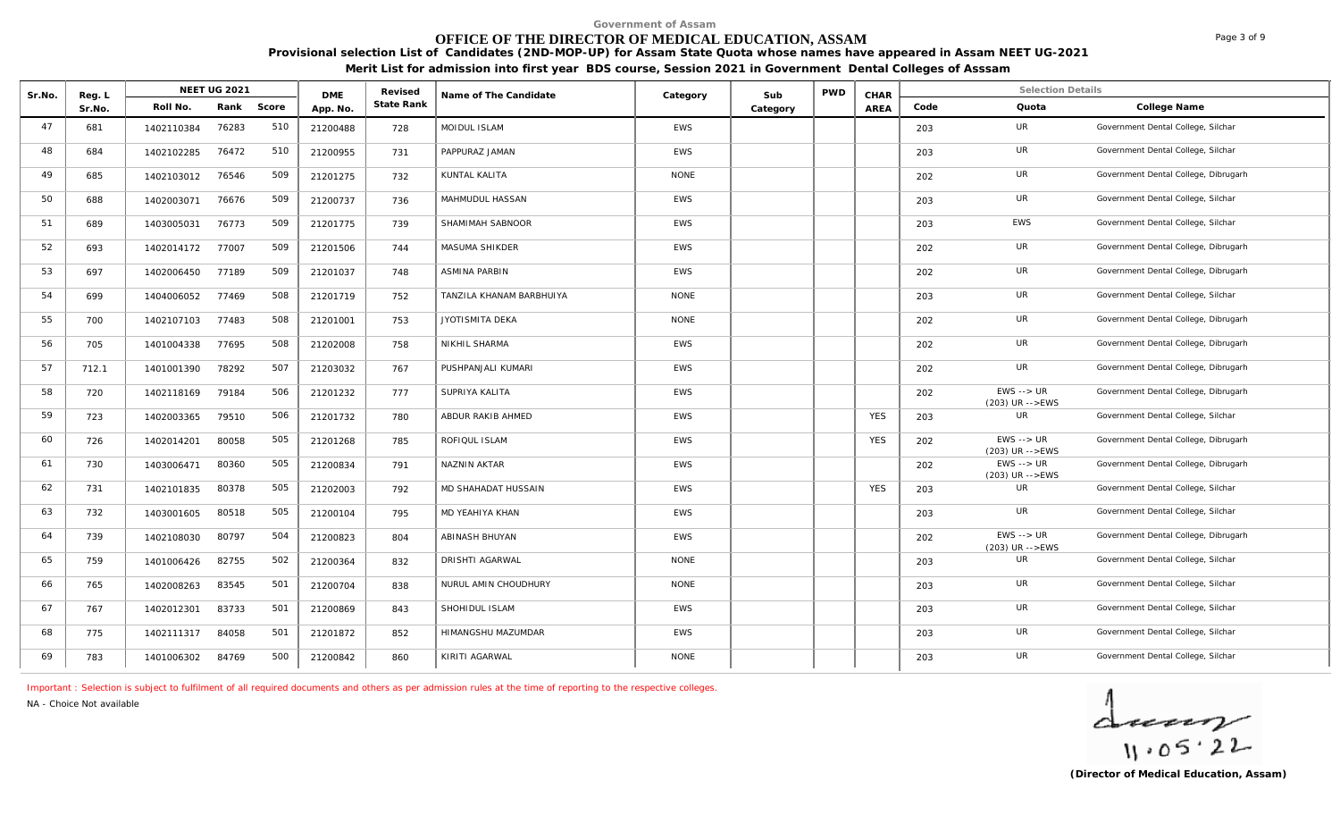Government of Assam

# OFFICE OF THE DIRECTOR OF MEDICAL EDUCATION, ASSAM

**Provisional selection List of Candidates (2ND-MOP-UP) for Assam State Quota whose names have appeared in Assam NEET UG-2021**

**Merit List for admission into first year BDS course, Session 2021 in Government Dental Colleges of Asssam**

| Sr.No. | Reg. L Sr.No. | NEET UG 2021 | | | DME App. No. | Revised State Rank | Name of The Candidate | Category | Sub Category | PWD | CHAR AREA | Selection Details | | |
|---|---|---|---|---|---|---|---|---|---|---|---|---|---|---|
| | | Roll No. | Rank | Score | | | | | | | | Code | Quota | College Name |
| 47 | 681 | 1402110384 | 76283 | 510 | 21200488 | 728 | MOIDUL ISLAM | EWS | | | | 203 | UR | Government Dental College, Silchar |
| 48 | 684 | 1402102285 | 76472 | 510 | 21200955 | 731 | PAPPURAZ JAMAN | EWS | | | | 203 | UR | Government Dental College, Silchar |
| 49 | 685 | 1402103012 | 76546 | 509 | 21201275 | 732 | KUNTAL KALITA | NONE | | | | 202 | UR | Government Dental College, Dibrugarh |
| 50 | 688 | 1402003071 | 76676 | 509 | 21200737 | 736 | MAHMUDUL HASSAN | EWS | | | | 203 | UR | Government Dental College, Silchar |
| 51 | 689 | 1403005031 | 76773 | 509 | 21201775 | 739 | SHAMIMAH SABNOOR | EWS | | | | 203 | EWS | Government Dental College, Silchar |
| 52 | 693 | 1402014172 | 77007 | 509 | 21201506 | 744 | MASUMA SHIKDER | EWS | | | | 202 | UR | Government Dental College, Dibrugarh |
| 53 | 697 | 1402006450 | 77189 | 509 | 21201037 | 748 | ASMINA PARBIN | EWS | | | | 202 | UR | Government Dental College, Dibrugarh |
| 54 | 699 | 1404006052 | 77469 | 508 | 21201719 | 752 | TANZILA KHANAM BARBHUIYA | NONE | | | | 203 | UR | Government Dental College, Silchar |
| 55 | 700 | 1402107103 | 77483 | 508 | 21201001 | 753 | JYOTISMITA DEKA | NONE | | | | 202 | UR | Government Dental College, Dibrugarh |
| 56 | 705 | 1401004338 | 77695 | 508 | 21202008 | 758 | NIKHIL SHARMA | EWS | | | | 202 | UR | Government Dental College, Dibrugarh |
| 57 | 712.1 | 1401001390 | 78292 | 507 | 21203032 | 767 | PUSHPANJALI KUMARI | EWS | | | | 202 | UR | Government Dental College, Dibrugarh |
| 58 | 720 | 1402118169 | 79184 | 506 | 21201232 | 777 | SUPRIYA KALITA | EWS | | | | 202 | EWS --> UR (203) UR -->EWS | Government Dental College, Dibrugarh |
| 59 | 723 | 1402003365 | 79510 | 506 | 21201732 | 780 | ABDUR RAKIB AHMED | EWS | | | YES | 203 | UR | Government Dental College, Silchar |
| 60 | 726 | 1402014201 | 80058 | 505 | 21201268 | 785 | ROFIQUL ISLAM | EWS | | | YES | 202 | EWS --> UR (203) UR -->EWS | Government Dental College, Dibrugarh |
| 61 | 730 | 1403006471 | 80360 | 505 | 21200834 | 791 | NAZNIN AKTAR | EWS | | | | 202 | EWS --> UR (203) UR -->EWS | Government Dental College, Dibrugarh |
| 62 | 731 | 1402101835 | 80378 | 505 | 21202003 | 792 | MD SHAHADAT HUSSAIN | EWS | | | YES | 203 | UR | Government Dental College, Silchar |
| 63 | 732 | 1403001605 | 80518 | 505 | 21200104 | 795 | MD YEAHIYA KHAN | EWS | | | | 203 | UR | Government Dental College, Silchar |
| 64 | 739 | 1402108030 | 80797 | 504 | 21200823 | 804 | ABINASH BHUYAN | EWS | | | | 202 | EWS --> UR (203) UR -->EWS | Government Dental College, Dibrugarh |
| 65 | 759 | 1401006426 | 82755 | 502 | 21200364 | 832 | DRISHTI AGARWAL | NONE | | | | 203 | UR | Government Dental College, Silchar |
| 66 | 765 | 1402008263 | 83545 | 501 | 21200704 | 838 | NURUL AMIN CHOUDHURY | NONE | | | | 203 | UR | Government Dental College, Silchar |
| 67 | 767 | 1402012301 | 83733 | 501 | 21200869 | 843 | SHOHIDUL ISLAM | EWS | | | | 203 | UR | Government Dental College, Silchar |
| 68 | 775 | 1402111317 | 84058 | 501 | 21201872 | 852 | HIMANGSHU MAZUMDAR | EWS | | | | 203 | UR | Government Dental College, Silchar |
| 69 | 783 | 1401006302 | 84769 | 500 | 21200842 | 860 | KIRITI AGARWAL | NONE | | | | 203 | UR | Government Dental College, Silchar |

Important : Selection is subject to fulfilment of all required documents and others as per admission rules at the time of reporting to the respective colleges.

NA - Choice Not available

11.05.22

**(Director of Medical Education, Assam)**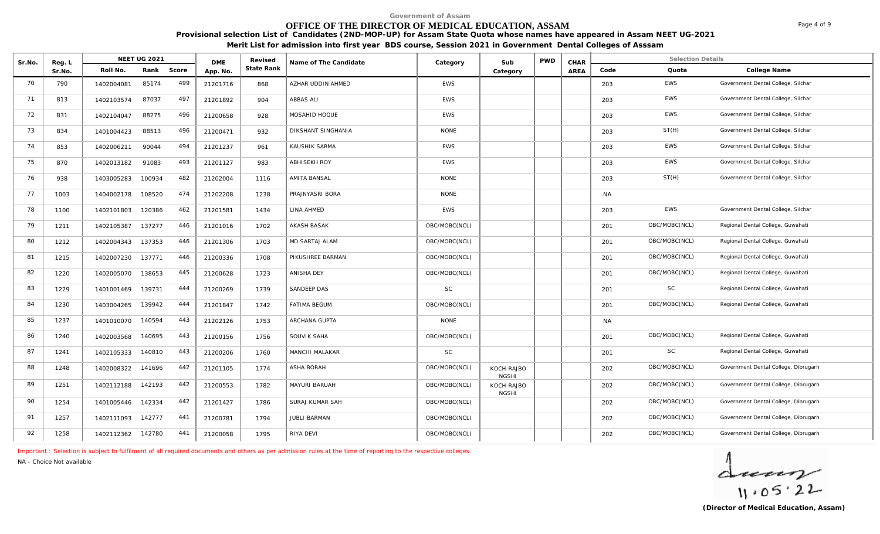Government of Assam

# OFFICE OF THE DIRECTOR OF MEDICAL EDUCATION, ASSAM

**Provisional selection List of Candidates (2ND-MOP-UP) for Assam State Quota whose names have appeared in Assam NEET UG-2021**

**Merit List for admission into first year BDS course, Session 2021 in Government Dental Colleges of Asssam**

| Sr.No. | Reg. L Sr.No. | NEET UG 2021 Roll No. | Rank | Score | DME App. No. | Revised State Rank | Name of The Candidate | Category | Sub Category | PWD | CHAR AREA | Code | Quota | College Name |
|---|---|---|---|---|---|---|---|---|---|---|---|---|---|---|
| 70 | 790 | 1402004081 | 85174 | 499 | 21201716 | 868 | AZHAR UDDIN AHMED | EWS | | | | 203 | EWS | Government Dental College, Silchar |
| 71 | 813 | 1402103574 | 87037 | 497 | 21201892 | 904 | ABBAS ALI | EWS | | | | 203 | EWS | Government Dental College, Silchar |
| 72 | 831 | 1402104047 | 88275 | 496 | 21200658 | 928 | MOSAHID HOQUE | EWS | | | | 203 | EWS | Government Dental College, Silchar |
| 73 | 834 | 1401004423 | 88513 | 496 | 21200471 | 932 | DIKSHANT SINGHANIA | NONE | | | | 203 | ST(H) | Government Dental College, Silchar |
| 74 | 853 | 1402006211 | 90044 | 494 | 21201237 | 961 | KAUSHIK SARMA | EWS | | | | 203 | EWS | Government Dental College, Silchar |
| 75 | 870 | 1402013182 | 91083 | 493 | 21201127 | 983 | ABHISEKH ROY | EWS | | | | 203 | EWS | Government Dental College, Silchar |
| 76 | 938 | 1403005283 | 100934 | 482 | 21202004 | 1116 | AMITA BANSAL | NONE | | | | 203 | ST(H) | Government Dental College, Silchar |
| 77 | 1003 | 1404002178 | 108520 | 474 | 21202208 | 1238 | PRAJNYASRI BORA | NONE | | | | NA | | |
| 78 | 1100 | 1402101803 | 120386 | 462 | 21201581 | 1434 | LINA AHMED | EWS | | | | 203 | EWS | Government Dental College, Silchar |
| 79 | 1211 | 1402105387 | 137277 | 446 | 21201016 | 1702 | AKASH BASAK | OBC/MOBC(NCL) | | | | 201 | OBC/MOBC(NCL) | Regional Dental College, Guwahati |
| 80 | 1212 | 1402004343 | 137353 | 446 | 21201306 | 1703 | MD SARTAJ ALAM | OBC/MOBC(NCL) | | | | 201 | OBC/MOBC(NCL) | Regional Dental College, Guwahati |
| 81 | 1215 | 1402007230 | 137771 | 446 | 21200336 | 1708 | PIKUSHREE BARMAN | OBC/MOBC(NCL) | | | | 201 | OBC/MOBC(NCL) | Regional Dental College, Guwahati |
| 82 | 1220 | 1402005070 | 138653 | 445 | 21200628 | 1723 | ANISHA DEY | OBC/MOBC(NCL) | | | | 201 | OBC/MOBC(NCL) | Regional Dental College, Guwahati |
| 83 | 1229 | 1401001469 | 139731 | 444 | 21200269 | 1739 | SANDEEP DAS | SC | | | | 201 | SC | Regional Dental College, Guwahati |
| 84 | 1230 | 1403004265 | 139942 | 444 | 21201847 | 1742 | FATIMA BEGUM | OBC/MOBC(NCL) | | | | 201 | OBC/MOBC(NCL) | Regional Dental College, Guwahati |
| 85 | 1237 | 1401010070 | 140594 | 443 | 21202126 | 1753 | ARCHANA GUPTA | NONE | | | | NA | | |
| 86 | 1240 | 1402003568 | 140695 | 443 | 21200156 | 1756 | SOUVIK SAHA | OBC/MOBC(NCL) | | | | 201 | OBC/MOBC(NCL) | Regional Dental College, Guwahati |
| 87 | 1241 | 1402105333 | 140810 | 443 | 21200206 | 1760 | MANCHI MALAKAR | SC | | | | 201 | SC | Regional Dental College, Guwahati |
| 88 | 1248 | 1402008322 | 141696 | 442 | 21201105 | 1774 | ASHA BORAH | OBC/MOBC(NCL) | KOCH-RAJBONGSHI | | | 202 | OBC/MOBC(NCL) | Government Dental College, Dibrugarh |
| 89 | 1251 | 1402112188 | 142193 | 442 | 21200553 | 1782 | MAYURI BARUAH | OBC/MOBC(NCL) | KOCH-RAJBONGSHI | | | 202 | OBC/MOBC(NCL) | Government Dental College, Dibrugarh |
| 90 | 1254 | 1401005446 | 142334 | 442 | 21201427 | 1786 | SURAJ KUMAR SAH | OBC/MOBC(NCL) | | | | 202 | OBC/MOBC(NCL) | Government Dental College, Dibrugarh |
| 91 | 1257 | 1402111093 | 142777 | 441 | 21200781 | 1794 | JUBLI BARMAN | OBC/MOBC(NCL) | | | | 202 | OBC/MOBC(NCL) | Government Dental College, Dibrugarh |
| 92 | 1258 | 1402112362 | 142780 | 441 | 21200058 | 1795 | RIYA DEVI | OBC/MOBC(NCL) | | | | 202 | OBC/MOBC(NCL) | Government Dental College, Dibrugarh |

Important : Selection is subject to fulfilment of all required documents and others as per admission rules at the time of reporting to the respective colleges.

NA - Choice Not available

11.05.22

**(Director of Medical Education, Assam)**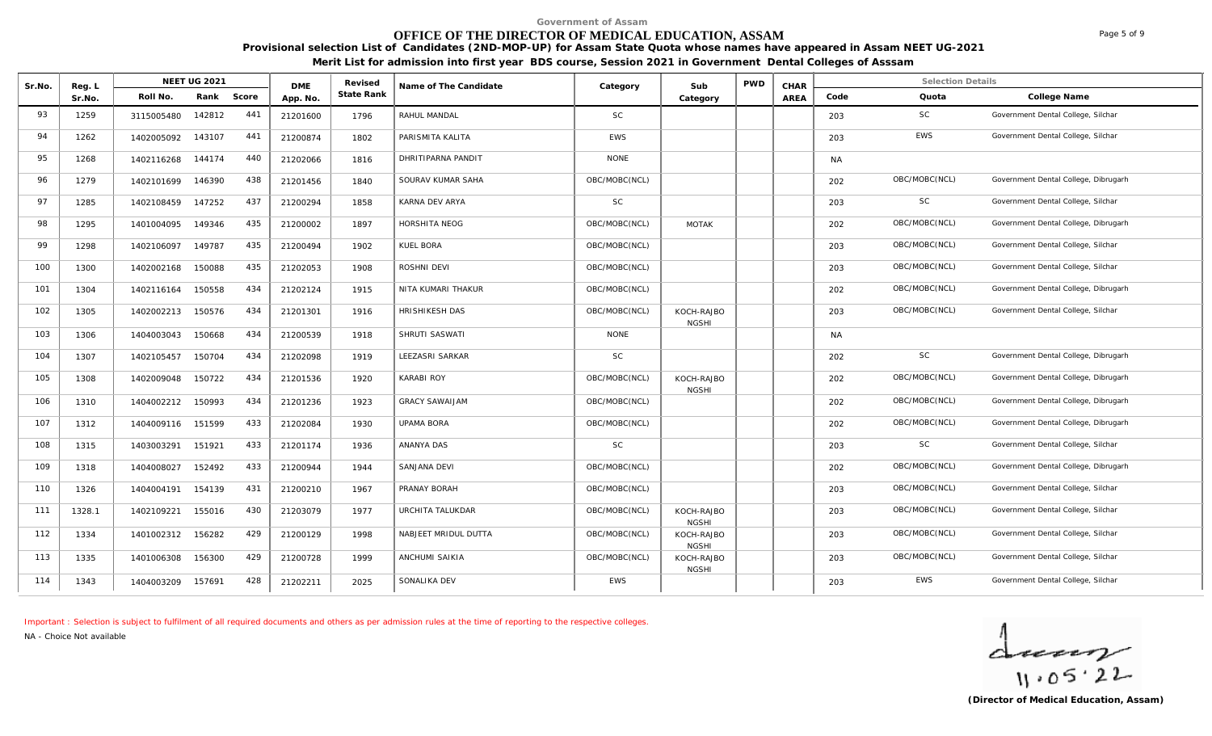Government of Assam

# OFFICE OF THE DIRECTOR OF MEDICAL EDUCATION, ASSAM

**Provisional selection List of Candidates (2ND-MOP-UP) for Assam State Quota whose names have appeared in Assam NEET UG-2021**

**Merit List for admission into first year BDS course, Session 2021 in Government Dental Colleges of Asssam**

| Sr.No. | Reg. L Sr.No. | NEET UG 2021 Roll No. | Rank | Score | DME App. No. | Revised State Rank | Name of The Candidate | Category | Sub Category | PWD | CHAR AREA | Code | Quota | College Name |
|---|---|---|---|---|---|---|---|---|---|---|---|---|---|---|
| 93 | 1259 | 3115005480 | 142812 | 441 | 21201600 | 1796 | RAHUL MANDAL | SC | | | | 203 | SC | Government Dental College, Silchar |
| 94 | 1262 | 1402005092 | 143107 | 441 | 21200874 | 1802 | PARISMITA KALITA | EWS | | | | 203 | EWS | Government Dental College, Silchar |
| 95 | 1268 | 1402116268 | 144174 | 440 | 21202066 | 1816 | DHRITIPARNA PANDIT | NONE | | | | NA | | |
| 96 | 1279 | 1402101699 | 146390 | 438 | 21201456 | 1840 | SOURAV KUMAR SAHA | OBC/MOBC(NCL) | | | | 202 | OBC/MOBC(NCL) | Government Dental College, Dibrugarh |
| 97 | 1285 | 1402108459 | 147252 | 437 | 21200294 | 1858 | KARNA DEV ARYA | SC | | | | 203 | SC | Government Dental College, Silchar |
| 98 | 1295 | 1401004095 | 149346 | 435 | 21200002 | 1897 | HORSHITA NEOG | OBC/MOBC(NCL) | MOTAK | | | 202 | OBC/MOBC(NCL) | Government Dental College, Dibrugarh |
| 99 | 1298 | 1402106097 | 149787 | 435 | 21200494 | 1902 | KUEL BORA | OBC/MOBC(NCL) | | | | 203 | OBC/MOBC(NCL) | Government Dental College, Silchar |
| 100 | 1300 | 1402002168 | 150088 | 435 | 21202053 | 1908 | ROSHNI DEVI | OBC/MOBC(NCL) | | | | 203 | OBC/MOBC(NCL) | Government Dental College, Silchar |
| 101 | 1304 | 1402116164 | 150558 | 434 | 21202124 | 1915 | NITA KUMARI THAKUR | OBC/MOBC(NCL) | | | | 202 | OBC/MOBC(NCL) | Government Dental College, Dibrugarh |
| 102 | 1305 | 1402002213 | 150576 | 434 | 21201301 | 1916 | HRISHIKESH DAS | OBC/MOBC(NCL) | KOCH-RAJBONGSHI | | | 203 | OBC/MOBC(NCL) | Government Dental College, Silchar |
| 103 | 1306 | 1404003043 | 150668 | 434 | 21200539 | 1918 | SHRUTI SASWATI | NONE | | | | NA | | |
| 104 | 1307 | 1402105457 | 150704 | 434 | 21202098 | 1919 | LEEZASRI SARKAR | SC | | | | 202 | SC | Government Dental College, Dibrugarh |
| 105 | 1308 | 1402009048 | 150722 | 434 | 21201536 | 1920 | KARABI ROY | OBC/MOBC(NCL) | KOCH-RAJBONGSHI | | | 202 | OBC/MOBC(NCL) | Government Dental College, Dibrugarh |
| 106 | 1310 | 1404002212 | 150993 | 434 | 21201236 | 1923 | GRACY SAWAIJAM | OBC/MOBC(NCL) | | | | 202 | OBC/MOBC(NCL) | Government Dental College, Dibrugarh |
| 107 | 1312 | 1404009116 | 151599 | 433 | 21202084 | 1930 | UPAMA BORA | OBC/MOBC(NCL) | | | | 202 | OBC/MOBC(NCL) | Government Dental College, Dibrugarh |
| 108 | 1315 | 1403003291 | 151921 | 433 | 21201174 | 1936 | ANANYA DAS | SC | | | | 203 | SC | Government Dental College, Silchar |
| 109 | 1318 | 1404008027 | 152492 | 433 | 21200944 | 1944 | SANJANA DEVI | OBC/MOBC(NCL) | | | | 202 | OBC/MOBC(NCL) | Government Dental College, Dibrugarh |
| 110 | 1326 | 1404004191 | 154139 | 431 | 21200210 | 1967 | PRANAY BORAH | OBC/MOBC(NCL) | | | | 203 | OBC/MOBC(NCL) | Government Dental College, Silchar |
| 111 | 1328.1 | 1402109221 | 155016 | 430 | 21203079 | 1977 | URCHITA TALUKDAR | OBC/MOBC(NCL) | KOCH-RAJBONGSHI | | | 203 | OBC/MOBC(NCL) | Government Dental College, Silchar |
| 112 | 1334 | 1401002312 | 156282 | 429 | 21200129 | 1998 | NABJEET MRIDUL DUTTA | OBC/MOBC(NCL) | KOCH-RAJBONGSHI | | | 203 | OBC/MOBC(NCL) | Government Dental College, Silchar |
| 113 | 1335 | 1401006308 | 156300 | 429 | 21200728 | 1999 | ANCHUMI SAIKIA | OBC/MOBC(NCL) | KOCH-RAJBONGSHI | | | 203 | OBC/MOBC(NCL) | Government Dental College, Silchar |
| 114 | 1343 | 1404003209 | 157691 | 428 | 21202211 | 2025 | SONALIKA DEV | EWS | | | | 203 | EWS | Government Dental College, Silchar |

Important : Selection is subject to fulfilment of all required documents and others as per admission rules at the time of reporting to the respective colleges.

NA - Choice Not available

11.05.22

**(Director of Medical Education, Assam)**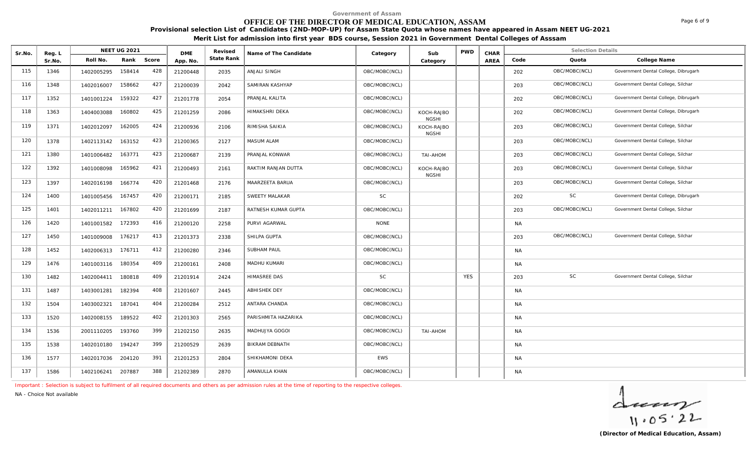Government of Assam

# OFFICE OF THE DIRECTOR OF MEDICAL EDUCATION, ASSAM

**Provisional selection List of Candidates (2ND-MOP-UP) for Assam State Quota whose names have appeared in Assam NEET UG-2021**

**Merit List for admission into first year BDS course, Session 2021 in Government Dental Colleges of Asssam**

| Sr.No. | Reg. L Sr.No. | NEET UG 2021 | | | DME App. No. | Revised State Rank | Name of The Candidate | Category | Sub Category | PWD | CHAR AREA | Selection Details | | |
|---|---|---|---|---|---|---|---|---|---|---|---|---|---|---|
| | | Roll No. | Rank | Score | | | | | | | | Code | Quota | College Name |
| 115 | 1346 | 1402005295 | 158414 | 428 | 21200448 | 2035 | ANJALI SINGH | OBC/MOBC(NCL) | | | | 202 | OBC/MOBC(NCL) | Government Dental College, Dibrugarh |
| 116 | 1348 | 1402016007 | 158662 | 427 | 21200039 | 2042 | SAMIRAN KASHYAP | OBC/MOBC(NCL) | | | | 203 | OBC/MOBC(NCL) | Government Dental College, Silchar |
| 117 | 1352 | 1401001224 | 159322 | 427 | 21201778 | 2054 | PRANJAL KALITA | OBC/MOBC(NCL) | | | | 202 | OBC/MOBC(NCL) | Government Dental College, Dibrugarh |
| 118 | 1363 | 1404003088 | 160802 | 425 | 21201259 | 2086 | HIMAKSHRI DEKA | OBC/MOBC(NCL) | KOCH-RAJBONGSHI | | | 202 | OBC/MOBC(NCL) | Government Dental College, Dibrugarh |
| 119 | 1371 | 1402012097 | 162005 | 424 | 21200936 | 2106 | RIMISHA SAIKIA | OBC/MOBC(NCL) | KOCH-RAJBONGSHI | | | 203 | OBC/MOBC(NCL) | Government Dental College, Silchar |
| 120 | 1378 | 1402113142 | 163152 | 423 | 21200365 | 2127 | MASUM ALAM | OBC/MOBC(NCL) | | | | 203 | OBC/MOBC(NCL) | Government Dental College, Silchar |
| 121 | 1380 | 1401006482 | 163771 | 423 | 21200687 | 2139 | PRANJAL KONWAR | OBC/MOBC(NCL) | TAI-AHOM | | | 203 | OBC/MOBC(NCL) | Government Dental College, Silchar |
| 122 | 1392 | 1401008098 | 165962 | 421 | 21200493 | 2161 | RAKTIM RANJAN DUTTA | OBC/MOBC(NCL) | KOCH-RAJBONGSHI | | | 203 | OBC/MOBC(NCL) | Government Dental College, Silchar |
| 123 | 1397 | 1402016198 | 166774 | 420 | 21201468 | 2176 | MAARZEETA BARUA | OBC/MOBC(NCL) | | | | 203 | OBC/MOBC(NCL) | Government Dental College, Silchar |
| 124 | 1400 | 1401005456 | 167457 | 420 | 21200171 | 2185 | SWEETY MALAKAR | SC | | | | 202 | SC | Government Dental College, Dibrugarh |
| 125 | 1401 | 1402011211 | 167802 | 420 | 21201699 | 2187 | RATNESH KUMAR GUPTA | OBC/MOBC(NCL) | | | | 203 | OBC/MOBC(NCL) | Government Dental College, Silchar |
| 126 | 1420 | 1401001582 | 172393 | 416 | 21200120 | 2258 | PURVI AGARWAL | NONE | | | | NA | | |
| 127 | 1450 | 1401009008 | 176217 | 413 | 21201373 | 2338 | SHILPA GUPTA | OBC/MOBC(NCL) | | | | 203 | OBC/MOBC(NCL) | Government Dental College, Silchar |
| 128 | 1452 | 1402006313 | 176711 | 412 | 21200280 | 2346 | SUBHAM PAUL | OBC/MOBC(NCL) | | | | NA | | |
| 129 | 1476 | 1401003116 | 180354 | 409 | 21200161 | 2408 | MADHU KUMARI | OBC/MOBC(NCL) | | | | NA | | |
| 130 | 1482 | 1402004411 | 180818 | 409 | 21201914 | 2424 | HIMASREE DAS | SC | | YES | | 203 | SC | Government Dental College, Silchar |
| 131 | 1487 | 1403001281 | 182394 | 408 | 21201607 | 2445 | ABHISHEK DEY | OBC/MOBC(NCL) | | | | NA | | |
| 132 | 1504 | 1403002321 | 187041 | 404 | 21200284 | 2512 | ANTARA CHANDA | OBC/MOBC(NCL) | | | | NA | | |
| 133 | 1520 | 1402008155 | 189522 | 402 | 21201303 | 2565 | PARISHMITA HAZARIKA | OBC/MOBC(NCL) | | | | NA | | |
| 134 | 1536 | 2001110205 | 193760 | 399 | 21202150 | 2635 | MADHUJYA GOGOI | OBC/MOBC(NCL) | TAI-AHOM | | | NA | | |
| 135 | 1538 | 1402010180 | 194247 | 399 | 21200529 | 2639 | BIKRAM DEBNATH | OBC/MOBC(NCL) | | | | NA | | |
| 136 | 1577 | 1402017036 | 204120 | 391 | 21201253 | 2804 | SHIKHAMONI DEKA | EWS | | | | NA | | |
| 137 | 1586 | 1402106241 | 207887 | 388 | 21202389 | 2870 | AMANULLA KHAN | OBC/MOBC(NCL) | | | | NA | | |

Important : Selection is subject to fulfilment of all required documents and others as per admission rules at the time of reporting to the respective colleges.

NA - Choice Not available

11.05.22

**(Director of Medical Education, Assam)**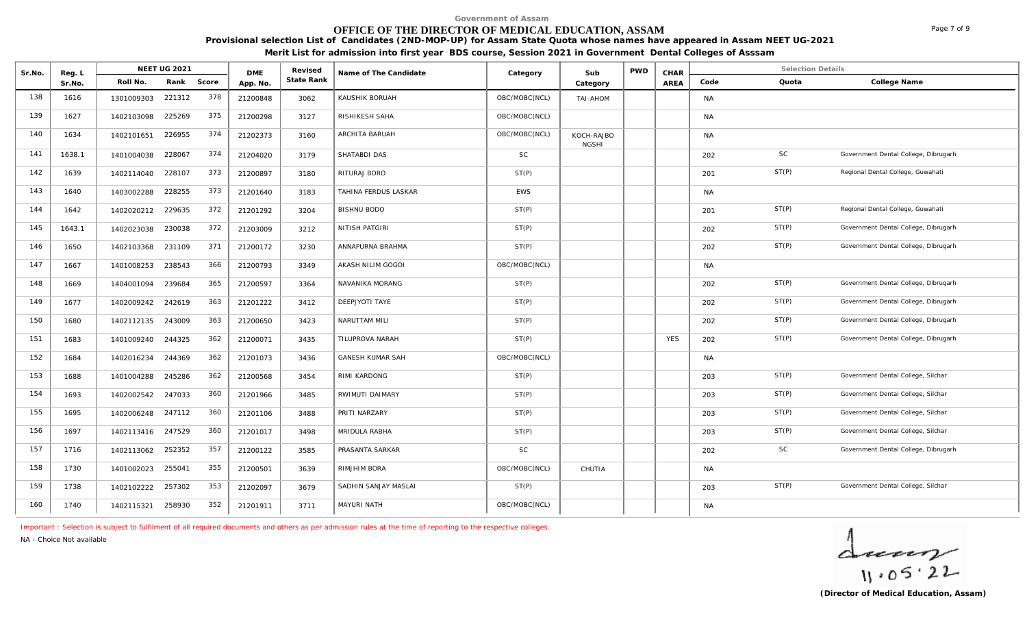Government of Assam

# OFFICE OF THE DIRECTOR OF MEDICAL EDUCATION, ASSAM

**Provisional selection List of Candidates (2ND-MOP-UP) for Assam State Quota whose names have appeared in Assam NEET UG-2021**

**Merit List for admission into first year BDS course, Session 2021 in Government Dental Colleges of Asssam**

| Sr.No. | Reg. L Sr.No. | NEET UG 2021 | | | DME App. No. | Revised State Rank | Name of The Candidate | Category | Sub Category | PWD | CHAR AREA | Selection Details | | |
|---|---|---|---|---|---|---|---|---|---|---|---|---|---|---|
| | | Roll No. | Rank | Score | | | | | | | | Code | Quota | College Name |
| 138 | 1616 | 1301009303 | 221312 | 378 | 21200848 | 3062 | KAUSHIK BORUAH | OBC/MOBC(NCL) | TAI-AHOM | | | NA | | |
| 139 | 1627 | 1402103098 | 225269 | 375 | 21200298 | 3127 | RISHIKESH SAHA | OBC/MOBC(NCL) | | | | NA | | |
| 140 | 1634 | 1402101651 | 226955 | 374 | 21202373 | 3160 | ARCHITA BARUAH | OBC/MOBC(NCL) | KOCH-RAJBO NGSHI | | | NA | | |
| 141 | 1638.1 | 1401004038 | 228067 | 374 | 21204020 | 3179 | SHATABDI DAS | SC | | | | 202 | SC | Government Dental College, Dibrugarh |
| 142 | 1639 | 1402114040 | 228107 | 373 | 21200897 | 3180 | RITURAJ BORO | ST(P) | | | | 201 | ST(P) | Regional Dental College, Guwahati |
| 143 | 1640 | 1403002288 | 228255 | 373 | 21201640 | 3183 | TAHINA FERDUS LASKAR | EWS | | | | NA | | |
| 144 | 1642 | 1402020212 | 229635 | 372 | 21201292 | 3204 | BISHNU BODO | ST(P) | | | | 201 | ST(P) | Regional Dental College, Guwahati |
| 145 | 1643.1 | 1402023038 | 230038 | 372 | 21203009 | 3212 | NITISH PATGIRI | ST(P) | | | | 202 | ST(P) | Government Dental College, Dibrugarh |
| 146 | 1650 | 1402103368 | 231109 | 371 | 21200172 | 3230 | ANNAPURNA BRAHMA | ST(P) | | | | 202 | ST(P) | Government Dental College, Dibrugarh |
| 147 | 1667 | 1401008253 | 238543 | 366 | 21200793 | 3349 | AKASH NILIM GOGOI | OBC/MOBC(NCL) | | | | NA | | |
| 148 | 1669 | 1404001094 | 239684 | 365 | 21200597 | 3364 | NAVANIKA MORANG | ST(P) | | | | 202 | ST(P) | Government Dental College, Dibrugarh |
| 149 | 1677 | 1402009242 | 242619 | 363 | 21201222 | 3412 | DEEPJYOTI TAYE | ST(P) | | | | 202 | ST(P) | Government Dental College, Dibrugarh |
| 150 | 1680 | 1402112135 | 243009 | 363 | 21200650 | 3423 | NARUTTAM MILI | ST(P) | | | | 202 | ST(P) | Government Dental College, Dibrugarh |
| 151 | 1683 | 1401009240 | 244325 | 362 | 21200071 | 3435 | TILUPROVA NARAH | ST(P) | | | YES | 202 | ST(P) | Government Dental College, Dibrugarh |
| 152 | 1684 | 1402016234 | 244369 | 362 | 21201073 | 3436 | GANESH KUMAR SAH | OBC/MOBC(NCL) | | | | NA | | |
| 153 | 1688 | 1401004288 | 245286 | 362 | 21200568 | 3454 | RIMI KARDONG | ST(P) | | | | 203 | ST(P) | Government Dental College, Silchar |
| 154 | 1693 | 1402002542 | 247033 | 360 | 21201966 | 3485 | RWIMUTI DAIMARY | ST(P) | | | | 203 | ST(P) | Government Dental College, Silchar |
| 155 | 1695 | 1402006248 | 247112 | 360 | 21201106 | 3488 | PRITI NARZARY | ST(P) | | | | 203 | ST(P) | Government Dental College, Silchar |
| 156 | 1697 | 1402113416 | 247529 | 360 | 21201017 | 3498 | MRIDULA RABHA | ST(P) | | | | 203 | ST(P) | Government Dental College, Silchar |
| 157 | 1716 | 1402113062 | 252352 | 357 | 21200122 | 3585 | PRASANTA SARKAR | SC | | | | 202 | SC | Government Dental College, Dibrugarh |
| 158 | 1730 | 1401002023 | 255041 | 355 | 21200501 | 3639 | RIMJHIM BORA | OBC/MOBC(NCL) | CHUTIA | | | NA | | |
| 159 | 1738 | 1402102222 | 257302 | 353 | 21202097 | 3679 | SADHIN SANJAY MASLAI | ST(P) | | | | 203 | ST(P) | Government Dental College, Silchar |
| 160 | 1740 | 1402115321 | 258930 | 352 | 21201911 | 3711 | MAYURI NATH | OBC/MOBC(NCL) | | | | NA | | |

Important : Selection is subject to fulfilment of all required documents and others as per admission rules at the time of reporting to the respective colleges.

NA - Choice Not available

11.05.22

**(Director of Medical Education, Assam)**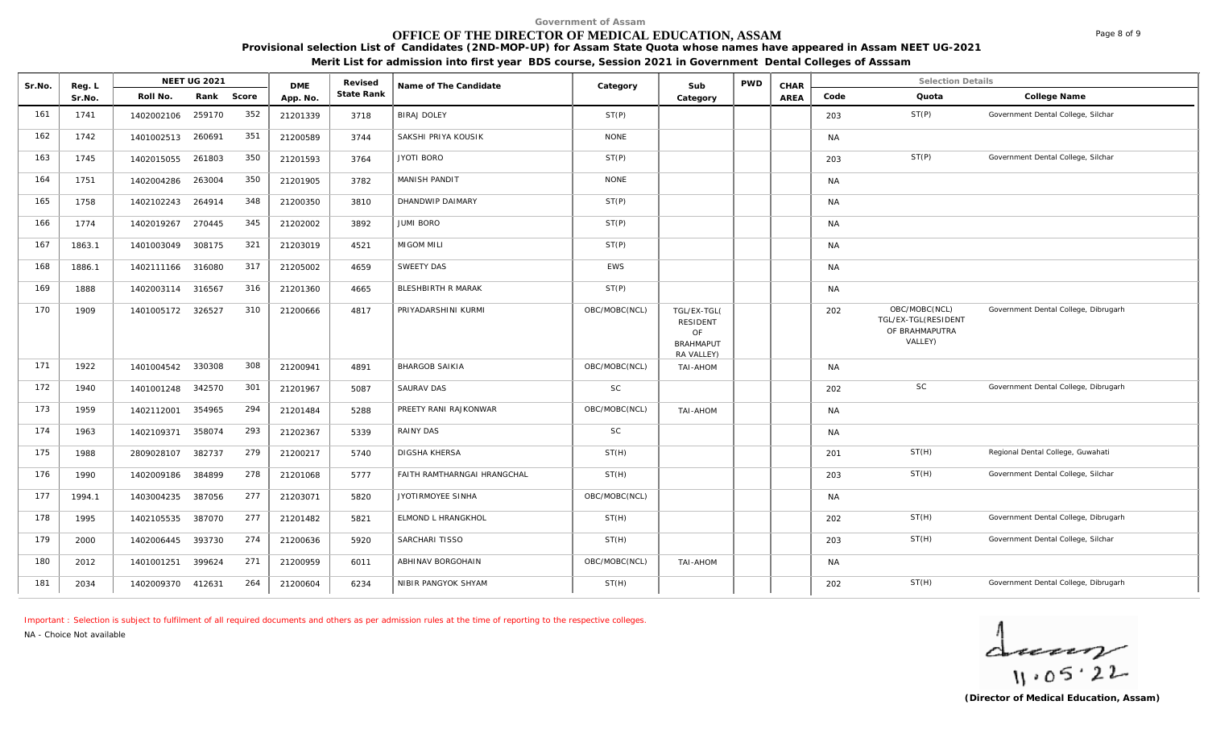Government of Assam

# OFFICE OF THE DIRECTOR OF MEDICAL EDUCATION, ASSAM

**Provisional selection List of Candidates (2ND-MOP-UP) for Assam State Quota whose names have appeared in Assam NEET UG-2021**

**Merit List for admission into first year BDS course, Session 2021 in Government Dental Colleges of Asssam**

| Sr.No. | Reg. L Sr.No. | NEET UG 2021 | | | DME App. No. | Revised State Rank | Name of The Candidate | Category | Sub Category | PWD | CHAR AREA | Selection Details | | |
|---|---|---|---|---|---|---|---|---|---|---|---|---|---|---|
| | | Roll No. | Rank | Score | | | | | | | | Code | Quota | College Name |
| 161 | 1741 | 1402002106 | 259170 | 352 | 21201339 | 3718 | BIRAJ DOLEY | ST(P) | | | | 203 | ST(P) | Government Dental College, Silchar |
| 162 | 1742 | 1401002513 | 260691 | 351 | 21200589 | 3744 | SAKSHI PRIYA KOUSIK | NONE | | | | NA | | |
| 163 | 1745 | 1402015055 | 261803 | 350 | 21201593 | 3764 | JYOTI BORO | ST(P) | | | | 203 | ST(P) | Government Dental College, Silchar |
| 164 | 1751 | 1402004286 | 263004 | 350 | 21201905 | 3782 | MANISH PANDIT | NONE | | | | NA | | |
| 165 | 1758 | 1402102243 | 264914 | 348 | 21200350 | 3810 | DHANDWIP DAIMARY | ST(P) | | | | NA | | |
| 166 | 1774 | 1402019267 | 270445 | 345 | 21202002 | 3892 | JUMI BORO | ST(P) | | | | NA | | |
| 167 | 1863.1 | 1401003049 | 308175 | 321 | 21203019 | 4521 | MIGOM MILI | ST(P) | | | | NA | | |
| 168 | 1886.1 | 1402111166 | 316080 | 317 | 21205002 | 4659 | SWEETY DAS | EWS | | | | NA | | |
| 169 | 1888 | 1402003114 | 316567 | 316 | 21201360 | 4665 | BLESHBIRTH R MARAK | ST(P) | | | | NA | | |
| 170 | 1909 | 1401005172 | 326527 | 310 | 21200666 | 4817 | PRIYADARSHINI KURMI | OBC/MOBC(NCL) | TGL/EX-TGL( RESIDENT OF BRAHMAPUT RA VALLEY) | | | 202 | OBC/MOBC(NCL) TGL/EX-TGL(RESIDENT OF BRAHMAPUTRA VALLEY) | Government Dental College, Dibrugarh |
| 171 | 1922 | 1401004542 | 330308 | 308 | 21200941 | 4891 | BHARGOB SAIKIA | OBC/MOBC(NCL) | TAI-AHOM | | | NA | | |
| 172 | 1940 | 1401001248 | 342570 | 301 | 21201967 | 5087 | SAURAV DAS | SC | | | | 202 | SC | Government Dental College, Dibrugarh |
| 173 | 1959 | 1402112001 | 354965 | 294 | 21201484 | 5288 | PREETY RANI RAJKONWAR | OBC/MOBC(NCL) | TAI-AHOM | | | NA | | |
| 174 | 1963 | 1402109371 | 358074 | 293 | 21202367 | 5339 | RAINY DAS | SC | | | | NA | | |
| 175 | 1988 | 2809028107 | 382737 | 279 | 21200217 | 5740 | DIGSHA KHERSA | ST(H) | | | | 201 | ST(H) | Regional Dental College, Guwahati |
| 176 | 1990 | 1402009186 | 384899 | 278 | 21201068 | 5777 | FAITH RAMTHARNGAI HRANGCHAL | ST(H) | | | | 203 | ST(H) | Government Dental College, Silchar |
| 177 | 1994.1 | 1403004235 | 387056 | 277 | 21203071 | 5820 | JYOTIRMOYEE SINHA | OBC/MOBC(NCL) | | | | NA | | |
| 178 | 1995 | 1402105535 | 387070 | 277 | 21201482 | 5821 | ELMOND L HRANGKHOL | ST(H) | | | | 202 | ST(H) | Government Dental College, Dibrugarh |
| 179 | 2000 | 1402006445 | 393730 | 274 | 21200636 | 5920 | SARCHARI TISSO | ST(H) | | | | 203 | ST(H) | Government Dental College, Silchar |
| 180 | 2012 | 1401001251 | 399624 | 271 | 21200959 | 6011 | ABHINAV BORGOHAIN | OBC/MOBC(NCL) | TAI-AHOM | | | NA | | |
| 181 | 2034 | 1402009370 | 412631 | 264 | 21200604 | 6234 | NIBIR PANGYOK SHYAM | ST(H) | | | | 202 | ST(H) | Government Dental College, Dibrugarh |

Important : Selection is subject to fulfilment of all required documents and others as per admission rules at the time of reporting to the respective colleges.

NA - Choice Not available

11.05.22

**(Director of Medical Education, Assam)**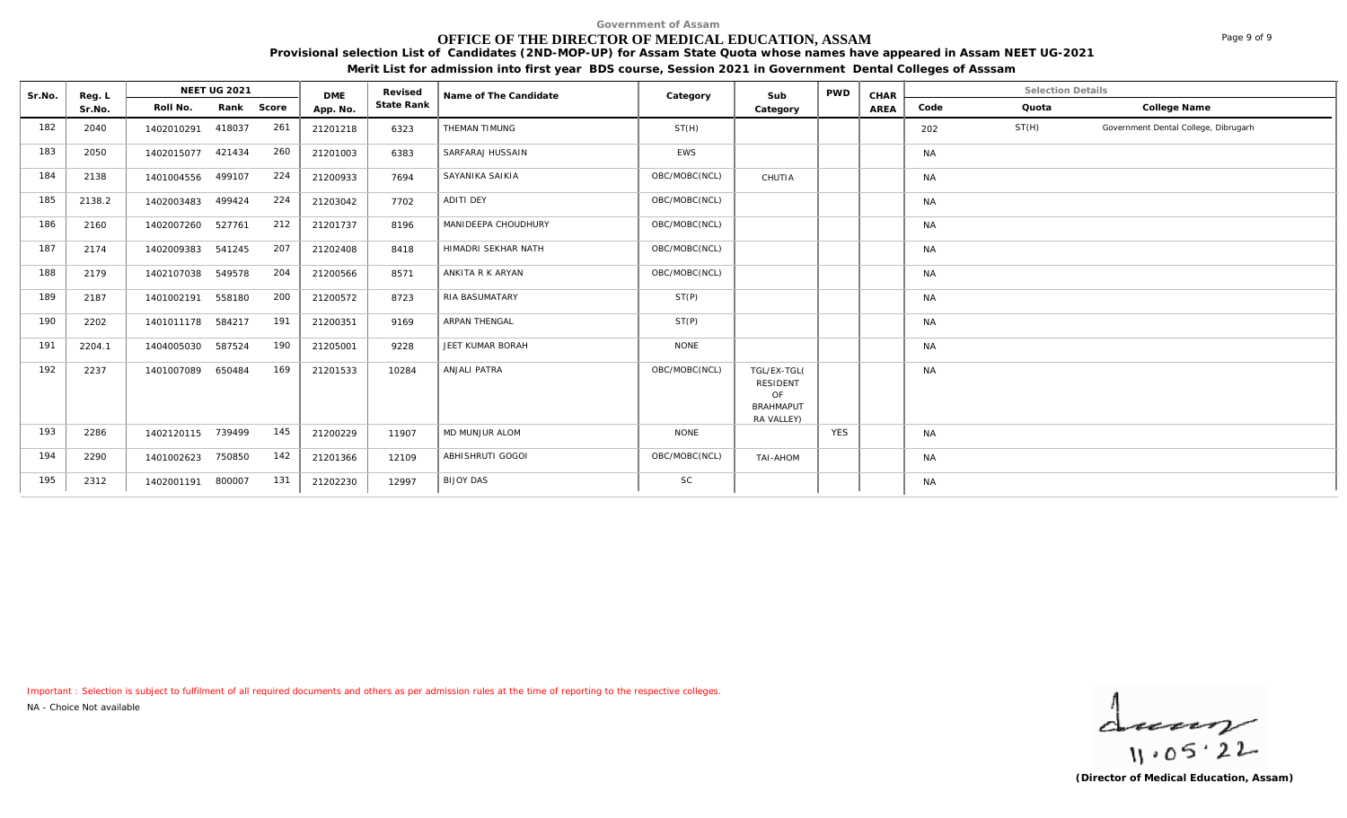Government of Assam

# OFFICE OF THE DIRECTOR OF MEDICAL EDUCATION, ASSAM

**Provisional selection List of Candidates (2ND-MOP-UP) for Assam State Quota whose names have appeared in Assam NEET UG-2021**

**Merit List for admission into first year BDS course, Session 2021 in Government Dental Colleges of Asssam**

| Sr.No. | Reg. L Sr.No. | NEET UG 2021 | | | DME App. No. | Revised State Rank | Name of The Candidate | Category | Sub Category | PWD | CHAR AREA | Selection Details | | |
|---|---|---|---|---|---|---|---|---|---|---|---|---|---|---|
| | | Roll No. | Rank | Score | | | | | | | | Code | Quota | College Name |
| 182 | 2040 | 1402010291 | 418037 | 261 | 21201218 | 6323 | THEMAN TIMUNG | ST(H) | | | | 202 | ST(H) | Government Dental College, Dibrugarh |
| 183 | 2050 | 1402015077 | 421434 | 260 | 21201003 | 6383 | SARFARAJ HUSSAIN | EWS | | | | NA | | |
| 184 | 2138 | 1401004556 | 499107 | 224 | 21200933 | 7694 | SAYANIKA SAIKIA | OBC/MOBC(NCL) | CHUTIA | | | NA | | |
| 185 | 2138.2 | 1402003483 | 499424 | 224 | 21203042 | 7702 | ADITI DEY | OBC/MOBC(NCL) | | | | NA | | |
| 186 | 2160 | 1402007260 | 527761 | 212 | 21201737 | 8196 | MANIDEEPA CHOUDHURY | OBC/MOBC(NCL) | | | | NA | | |
| 187 | 2174 | 1402009383 | 541245 | 207 | 21202408 | 8418 | HIMADRI SEKHAR NATH | OBC/MOBC(NCL) | | | | NA | | |
| 188 | 2179 | 1402107038 | 549578 | 204 | 21200566 | 8571 | ANKITA R K ARYAN | OBC/MOBC(NCL) | | | | NA | | |
| 189 | 2187 | 1401002191 | 558180 | 200 | 21200572 | 8723 | RIA BASUMATARY | ST(P) | | | | NA | | |
| 190 | 2202 | 1401011178 | 584217 | 191 | 21200351 | 9169 | ARPAN THENGAL | ST(P) | | | | NA | | |
| 191 | 2204.1 | 1404005030 | 587524 | 190 | 21205001 | 9228 | JEET KUMAR BORAH | NONE | | | | NA | | |
| 192 | 2237 | 1401007089 | 650484 | 169 | 21201533 | 10284 | ANJALI PATRA | OBC/MOBC(NCL) | TGL/EX-TGL( RESIDENT OF BRAHMAPUT RA VALLEY) | | | NA | | |
| 193 | 2286 | 1402120115 | 739499 | 145 | 21200229 | 11907 | MD MUNJUR ALOM | NONE | | YES | | NA | | |
| 194 | 2290 | 1401002623 | 750850 | 142 | 21201366 | 12109 | ABHISHRUTI GOGOI | OBC/MOBC(NCL) | TAI-AHOM | | | NA | | |
| 195 | 2312 | 1402001191 | 800007 | 131 | 21202230 | 12997 | BIJOY DAS | SC | | | | NA | | |

Important : Selection is subject to fulfilment of all required documents and others as per admission rules at the time of reporting to the respective colleges.

NA - Choice Not available

11.05.22

**(Director of Medical Education, Assam)**